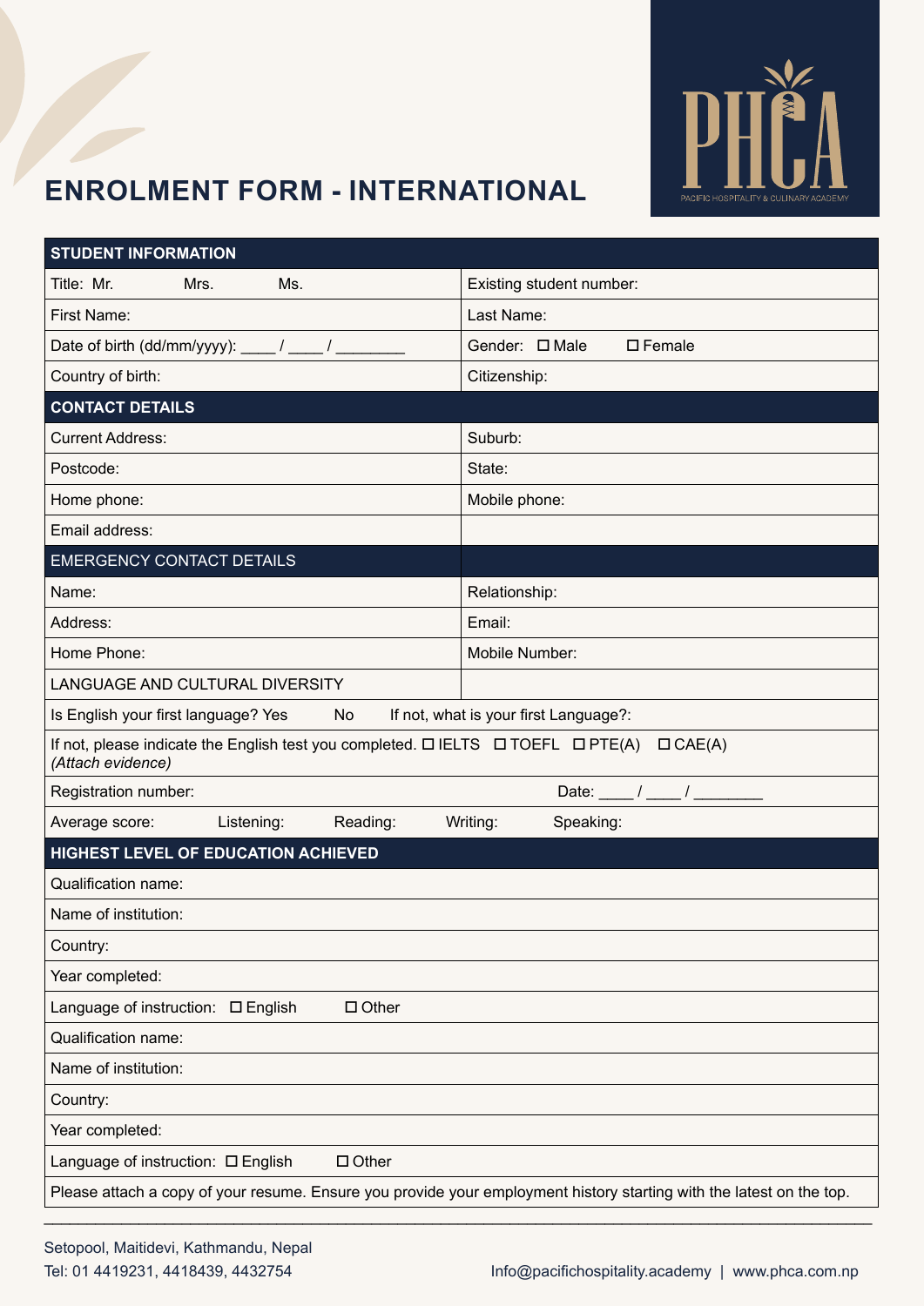# ENROLMENT FORM - INTERNATIONAL

PHCA
PACIFIC HOSPITALITY & CULINARY ACADEMY

| STUDENT INFORMATION | |
|---|---|
| Title: Mr. Mrs. Ms. | Existing student number: |
| First Name: | Last Name: |
| Date of birth (dd/mm/yyyy): ____ / ____ / ________ | Gender: ☐ Male ☐ Female |
| Country of birth: | Citizenship: |
| **CONTACT DETAILS** | |
| Current Address: | Suburb: |
| Postcode: | State: |
| Home phone: | Mobile phone: |
| Email address: | |
| EMERGENCY CONTACT DETAILS | |
| Name: | Relationship: |
| Address: | Email: |
| Home Phone: | Mobile Number: |
| LANGUAGE AND CULTURAL DIVERSITY | |
| Is English your first language? Yes No If not, what is your first Language?: | |
| If not, please indicate the English test you completed. ☐ IELTS ☐ TOEFL ☐ PTE(A) ☐ CAE(A) *(Attach evidence)* | |
| Registration number: | Date: ____ / ____ / ________ |
| Average score: Listening: Reading: Writing: Speaking: | |
| **HIGHEST LEVEL OF EDUCATION ACHIEVED** | |
| Qualification name: | |
| Name of institution: | |
| Country: | |
| Year completed: | |
| Language of instruction: ☐ English ☐ Other | |
| Qualification name: | |
| Name of institution: | |
| Country: | |
| Year completed: | |
| Language of instruction: ☐ English ☐ Other | |
| Please attach a copy of your resume. Ensure you provide your employment history starting with the latest on the top. | |

Setopool, Maitidevi, Kathmandu, Nepal
Tel: 01 4419231, 4418439, 4432754
Info@pacifichospitality.academy | www.phca.com.np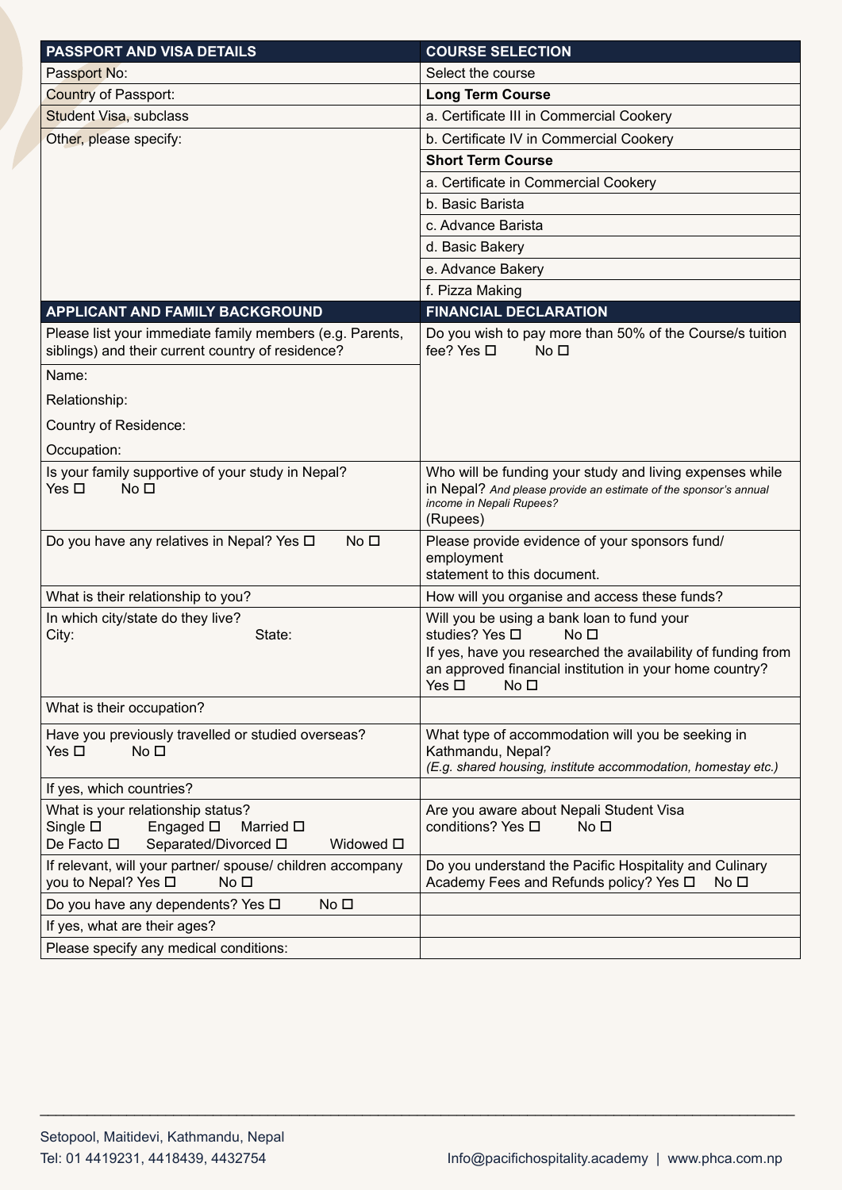| PASSPORT AND VISA DETAILS | COURSE SELECTION |
|---|---|
| Passport No: | Select the course |
| Country of Passport: | **Long Term Course** |
| Student Visa, subclass | a. Certificate III in Commercial Cookery |
| Other, please specify: | b. Certificate IV in Commercial Cookery |
| | **Short Term Course** |
| | a. Certificate in Commercial Cookery |
| | b. Basic Barista |
| | c. Advance Barista |
| | d. Basic Bakery |
| | e. Advance Bakery |
| | f. Pizza Making |

| APPLICANT AND FAMILY BACKGROUND | FINANCIAL DECLARATION |
|---|---|
| Please list your immediate family members (e.g. Parents, siblings) and their current country of residence? | Do you wish to pay more than 50% of the Course/s tuition fee? Yes ☐ No ☐ |
| Name:<br>Relationship:<br>Country of Residence:<br>Occupation: | |
| Is your family supportive of your study in Nepal?<br>Yes ☐ No ☐ | Who will be funding your study and living expenses while in Nepal? *And please provide an estimate of the sponsor's annual income in Nepali Rupees?*<br>(Rupees) |
| Do you have any relatives in Nepal? Yes ☐ No ☐ | Please provide evidence of your sponsors fund/ employment statement to this document. |
| What is their relationship to you? | How will you organise and access these funds? |
| In which city/state do they live?<br>City: State: | Will you be using a bank loan to fund your studies? Yes ☐ No ☐<br>If yes, have you researched the availability of funding from an approved financial institution in your home country?<br>Yes ☐ No ☐ |
| What is their occupation? | |
| Have you previously travelled or studied overseas?<br>Yes ☐ No ☐ | What type of accommodation will you be seeking in Kathmandu, Nepal?<br>*(E.g. shared housing, institute accommodation, homestay etc.)* |
| If yes, which countries? | |
| What is your relationship status?<br>Single ☐ Engaged ☐ Married ☐<br>De Facto ☐ Separated/Divorced ☐ Widowed ☐ | Are you aware about Nepali Student Visa conditions? Yes ☐ No ☐ |
| If relevant, will your partner/ spouse/ children accompany you to Nepal? Yes ☐ No ☐ | Do you understand the Pacific Hospitality and Culinary Academy Fees and Refunds policy? Yes ☐ No ☐ |
| Do you have any dependents? Yes ☐ No ☐ | |
| If yes, what are their ages? | |
| Please specify any medical conditions: | |

Setopool, Maitidevi, Kathmandu, Nepal
Tel: 01 4419231, 4418439, 4432754 Info@pacifichospitality.academy | www.phca.com.np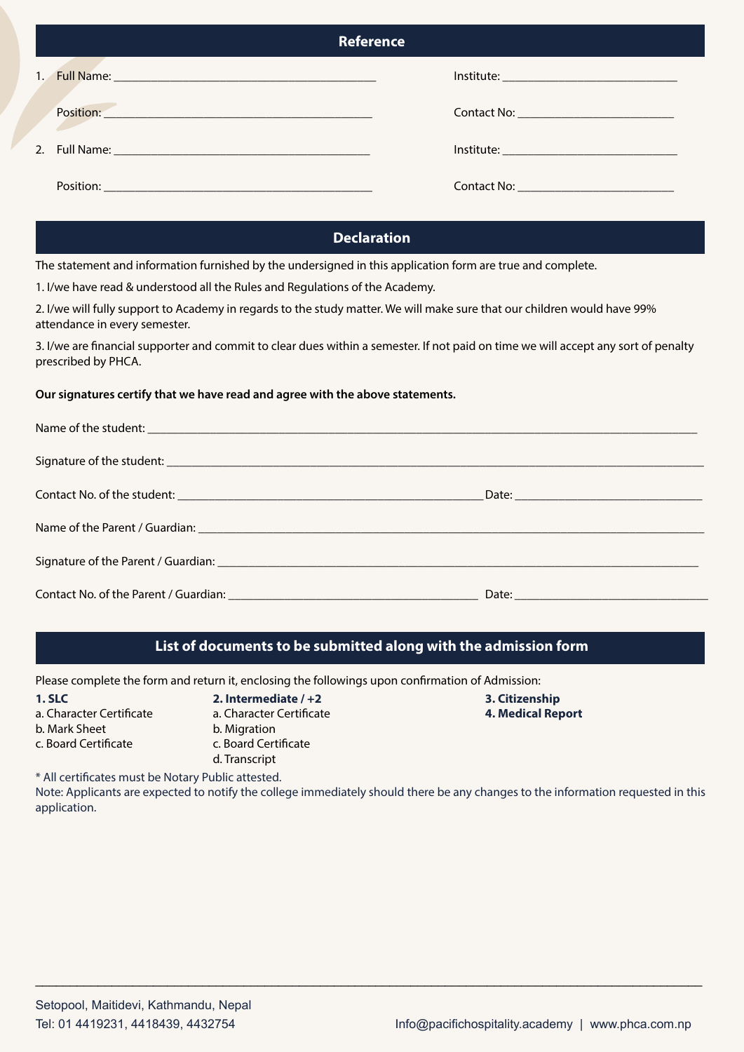## Reference

1. Full Name: ____________________ Institute: ____________________

   Position: ____________________ Contact No: ____________________

2. Full Name: ____________________ Institute: ____________________

   Position: ____________________ Contact No: ____________________

## Declaration

The statement and information furnished by the undersigned in this application form are true and complete.

1. I/we have read & understood all the Rules and Regulations of the Academy.

2. I/we will fully support to Academy in regards to the study matter. We will make sure that our children would have 99% attendance in every semester.

3. I/we are financial supporter and commit to clear dues within a semester. If not paid on time we will accept any sort of penalty prescribed by PHCA.

**Our signatures certify that we have read and agree with the above statements.**

Name of the student: ____________________

Signature of the student: ____________________

Contact No. of the student: ____________________ Date: ____________________

Name of the Parent / Guardian: ____________________

Signature of the Parent / Guardian: ____________________

Contact No. of the Parent / Guardian: ____________________ Date: ____________________

## List of documents to be submitted along with the admission form

Please complete the form and return it, enclosing the followings upon confirmation of Admission:

**1. SLC**
a. Character Certificate
b. Mark Sheet
c. Board Certificate

**2. Intermediate / +2**
a. Character Certificate
b. Migration
c. Board Certificate
d. Transcript

**3. Citizenship**

**4. Medical Report**

* All certificates must be Notary Public attested.

Note: Applicants are expected to notify the college immediately should there be any changes to the information requested in this application.

Setopool, Maitidevi, Kathmandu, Nepal
Tel: 01 4419231, 4418439, 4432754
Info@pacifichospitality.academy | www.phca.com.np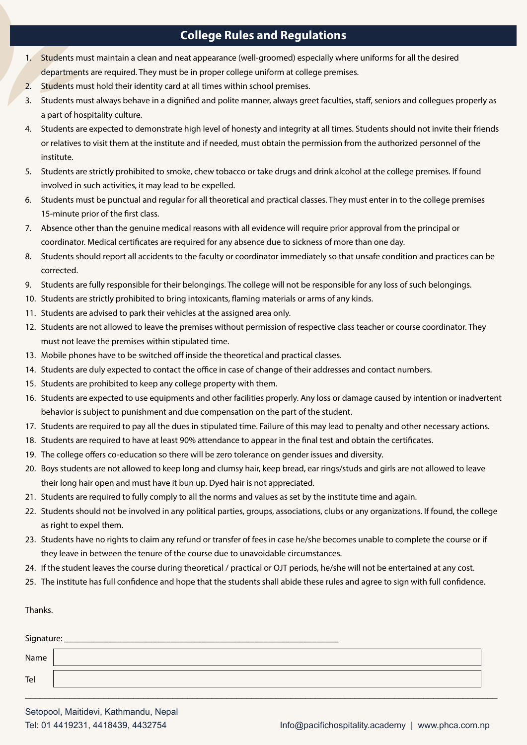## College Rules and Regulations

1. Students must maintain a clean and neat appearance (well-groomed) especially where uniforms for all the desired departments are required. They must be in proper college uniform at college premises.
2. Students must hold their identity card at all times within school premises.
3. Students must always behave in a dignified and polite manner, always greet faculties, staff, seniors and collegues properly as a part of hospitality culture.
4. Students are expected to demonstrate high level of honesty and integrity at all times. Students should not invite their friends or relatives to visit them at the institute and if needed, must obtain the permission from the authorized personnel of the institute.
5. Students are strictly prohibited to smoke, chew tobacco or take drugs and drink alcohol at the college premises. If found involved in such activities, it may lead to be expelled.
6. Students must be punctual and regular for all theoretical and practical classes. They must enter in to the college premises 15-minute prior of the first class.
7. Absence other than the genuine medical reasons with all evidence will require prior approval from the principal or coordinator. Medical certificates are required for any absence due to sickness of more than one day.
8. Students should report all accidents to the faculty or coordinator immediately so that unsafe condition and practices can be corrected.
9. Students are fully responsible for their belongings. The college will not be responsible for any loss of such belongings.
10. Students are strictly prohibited to bring intoxicants, flaming materials or arms of any kinds.
11. Students are advised to park their vehicles at the assigned area only.
12. Students are not allowed to leave the premises without permission of respective class teacher or course coordinator. They must not leave the premises within stipulated time.
13. Mobile phones have to be switched off inside the theoretical and practical classes.
14. Students are duly expected to contact the office in case of change of their addresses and contact numbers.
15. Students are prohibited to keep any college property with them.
16. Students are expected to use equipments and other facilities properly. Any loss or damage caused by intention or inadvertent behavior is subject to punishment and due compensation on the part of the student.
17. Students are required to pay all the dues in stipulated time. Failure of this may lead to penalty and other necessary actions.
18. Students are required to have at least 90% attendance to appear in the final test and obtain the certificates.
19. The college offers co-education so there will be zero tolerance on gender issues and diversity.
20. Boys students are not allowed to keep long and clumsy hair, keep bread, ear rings/studs and girls are not allowed to leave their long hair open and must have it bun up. Dyed hair is not appreciated.
21. Students are required to fully comply to all the norms and values as set by the institute time and again.
22. Students should not be involved in any political parties, groups, associations, clubs or any organizations. If found, the college as right to expel them.
23. Students have no rights to claim any refund or transfer of fees in case he/she becomes unable to complete the course or if they leave in between the tenure of the course due to unavoidable circumstances.
24. If the student leaves the course during theoretical / practical or OJT periods, he/she will not be entertained at any cost.
25. The institute has full confidence and hope that the students shall abide these rules and agree to sign with full confidence.

Thanks.

Signature: ____________________________________________

Name: ____________________________________________

Tel: ____________________________________________

Setopool, Maitidevi, Kathmandu, Nepal
Tel: 01 4419231, 4418439, 4432754

Info@pacifichospitality.academy | www.phca.com.np